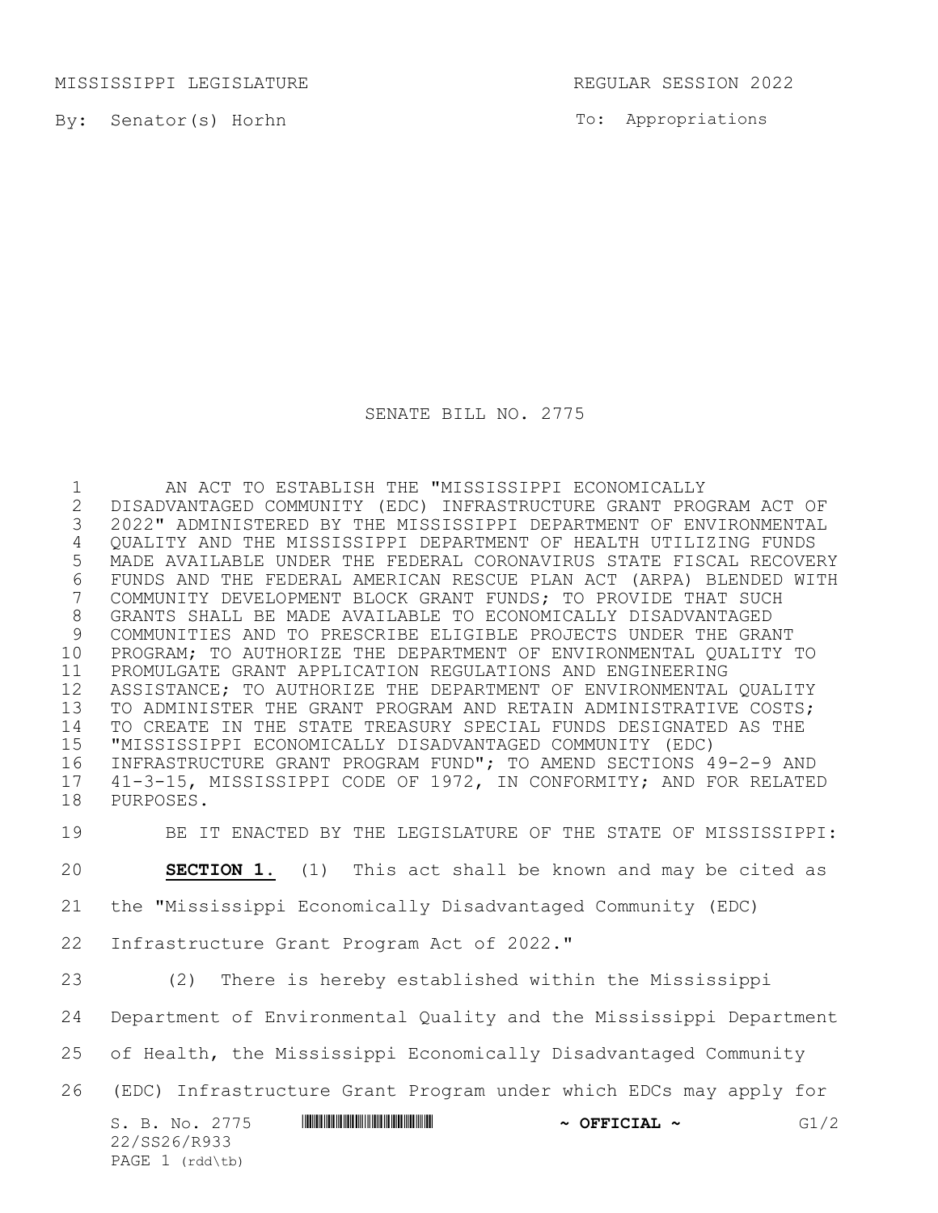MISSISSIPPI LEGISLATURE REGULAR SESSION 2022

By: Senator(s) Horhn

To: Appropriations

# SENATE BILL NO. 2775

AN ACT TO ESTABLISH THE "MISSISSIPPI ECONOMICALLY DISADVANTAGED COMMUNITY (EDC) INFRASTRUCTURE GRANT PROGRAM ACT OF 2022" ADMINISTERED BY THE MISSISSIPPI DEPARTMENT OF ENVIRONMENTAL QUALITY AND THE MISSISSIPPI DEPARTMENT OF HEALTH UTILIZING FUNDS MADE AVAILABLE UNDER THE FEDERAL CORONAVIRUS STATE FISCAL RECOVERY FUNDS AND THE FEDERAL AMERICAN RESCUE PLAN ACT (ARPA) BLENDED WITH COMMUNITY DEVELOPMENT BLOCK GRANT FUNDS; TO PROVIDE THAT SUCH GRANTS SHALL BE MADE AVAILABLE TO ECONOMICALLY DISADVANTAGED COMMUNITIES AND TO PRESCRIBE ELIGIBLE PROJECTS UNDER THE GRANT PROGRAM; TO AUTHORIZE THE DEPARTMENT OF ENVIRONMENTAL QUALITY TO PROMULGATE GRANT APPLICATION REGULATIONS AND ENGINEERING ASSISTANCE; TO AUTHORIZE THE DEPARTMENT OF ENVIRONMENTAL QUALITY TO ADMINISTER THE GRANT PROGRAM AND RETAIN ADMINISTRATIVE COSTS; TO CREATE IN THE STATE TREASURY SPECIAL FUNDS DESIGNATED AS THE "MISSISSIPPI ECONOMICALLY DISADVANTAGED COMMUNITY (EDC) INFRASTRUCTURE GRANT PROGRAM FUND"; TO AMEND SECTIONS 49-2-9 AND 41-3-15, MISSISSIPPI CODE OF 1972, IN CONFORMITY; AND FOR RELATED PURPOSES.

BE IT ENACTED BY THE LEGISLATURE OF THE STATE OF MISSISSIPPI:

**SECTION 1.** (1) This act shall be known and may be cited as the "Mississippi Economically Disadvantaged Community (EDC) Infrastructure Grant Program Act of 2022."

(2) There is hereby established within the Mississippi Department of Environmental Quality and the Mississippi Department of Health, the Mississippi Economically Disadvantaged Community (EDC) Infrastructure Grant Program under which EDCs may apply for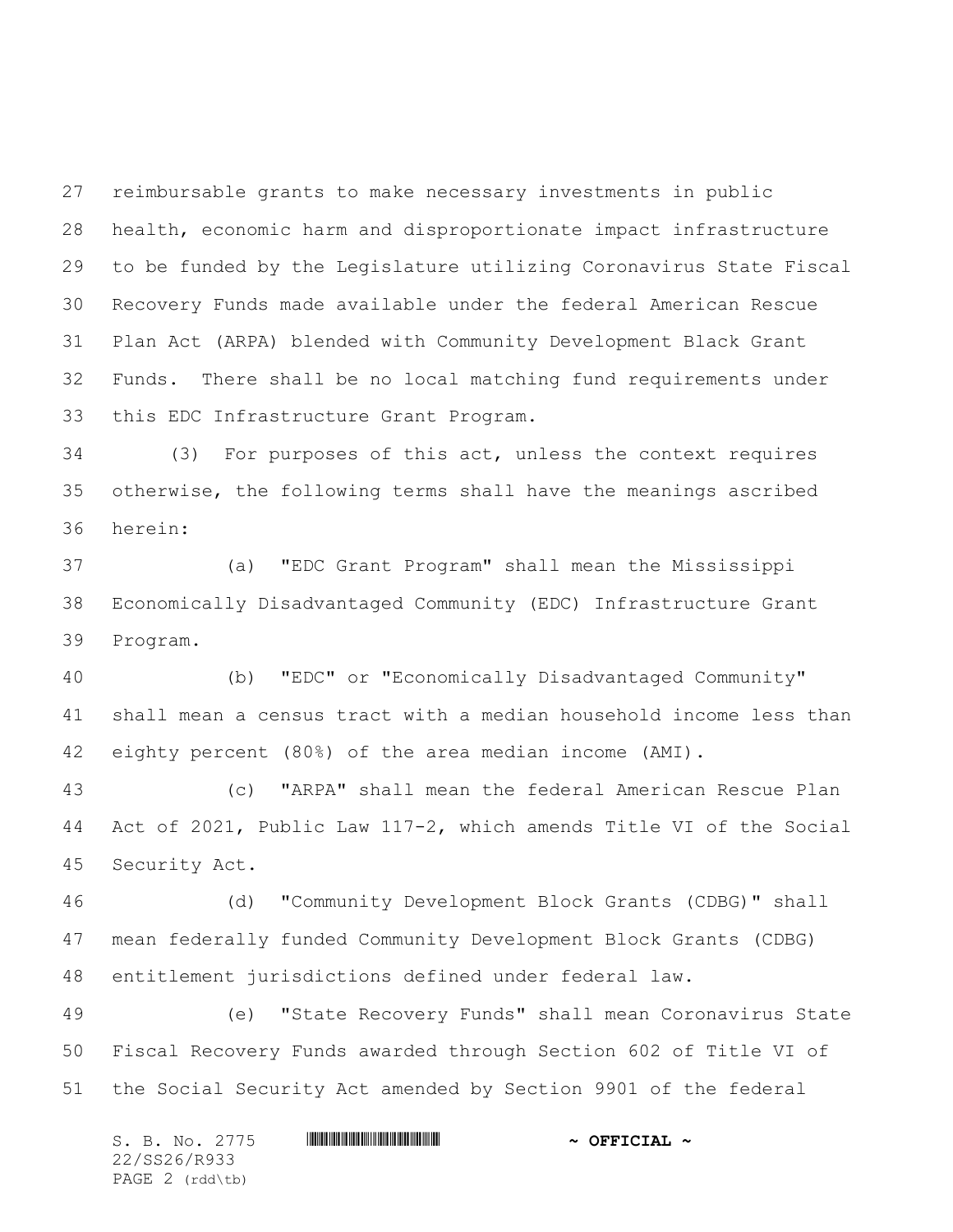reimbursable grants to make necessary investments in public health, economic harm and disproportionate impact infrastructure to be funded by the Legislature utilizing Coronavirus State Fiscal Recovery Funds made available under the federal American Rescue Plan Act (ARPA) blended with Community Development Black Grant Funds. There shall be no local matching fund requirements under this EDC Infrastructure Grant Program.

(3) For purposes of this act, unless the context requires otherwise, the following terms shall have the meanings ascribed herein:

(a) "EDC Grant Program" shall mean the Mississippi Economically Disadvantaged Community (EDC) Infrastructure Grant Program.

(b) "EDC" or "Economically Disadvantaged Community" shall mean a census tract with a median household income less than eighty percent (80%) of the area median income (AMI).

(c) "ARPA" shall mean the federal American Rescue Plan Act of 2021, Public Law 117-2, which amends Title VI of the Social Security Act.

(d) "Community Development Block Grants (CDBG)" shall mean federally funded Community Development Block Grants (CDBG) entitlement jurisdictions defined under federal law.

(e) "State Recovery Funds" shall mean Coronavirus State Fiscal Recovery Funds awarded through Section 602 of Title VI of the Social Security Act amended by Section 9901 of the federal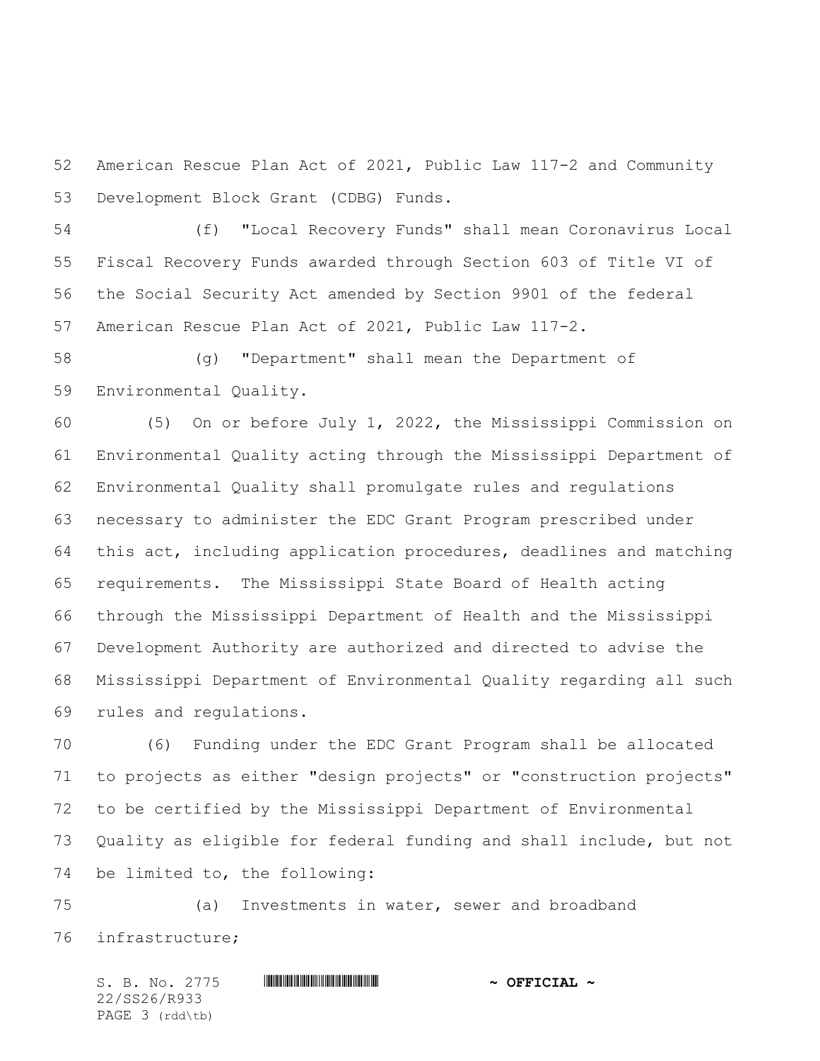American Rescue Plan Act of 2021, Public Law 117-2 and Community Development Block Grant (CDBG) Funds.

(f) "Local Recovery Funds" shall mean Coronavirus Local Fiscal Recovery Funds awarded through Section 603 of Title VI of the Social Security Act amended by Section 9901 of the federal American Rescue Plan Act of 2021, Public Law 117-2.

(g) "Department" shall mean the Department of Environmental Quality.

(5) On or before July 1, 2022, the Mississippi Commission on Environmental Quality acting through the Mississippi Department of Environmental Quality shall promulgate rules and regulations necessary to administer the EDC Grant Program prescribed under this act, including application procedures, deadlines and matching requirements. The Mississippi State Board of Health acting through the Mississippi Department of Health and the Mississippi Development Authority are authorized and directed to advise the Mississippi Department of Environmental Quality regarding all such rules and regulations.

(6) Funding under the EDC Grant Program shall be allocated to projects as either "design projects" or "construction projects" to be certified by the Mississippi Department of Environmental Quality as eligible for federal funding and shall include, but not be limited to, the following:

(a) Investments in water, sewer and broadband infrastructure;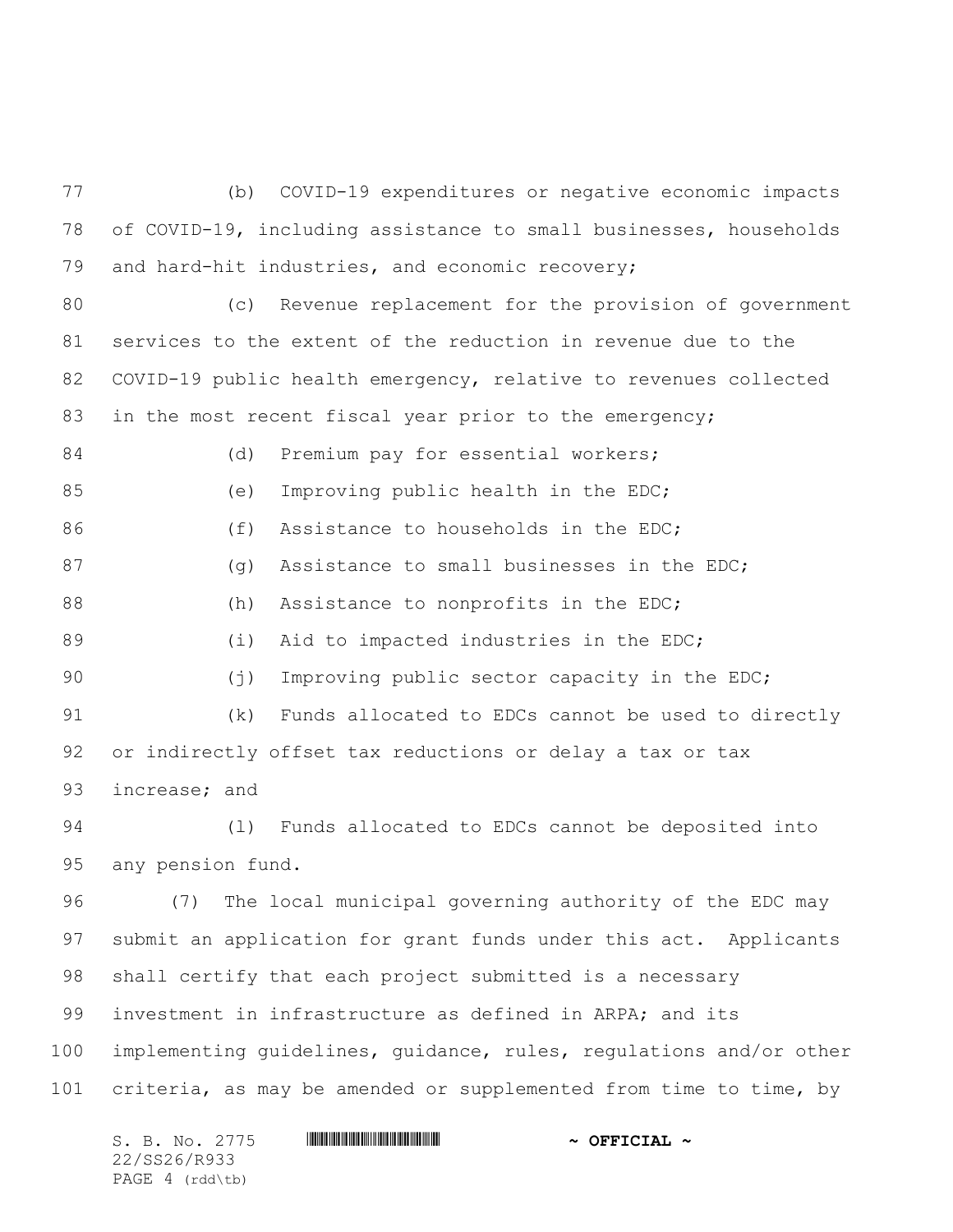(b) COVID-19 expenditures or negative economic impacts of COVID-19, including assistance to small businesses, households and hard-hit industries, and economic recovery;

(c) Revenue replacement for the provision of government services to the extent of the reduction in revenue due to the COVID-19 public health emergency, relative to revenues collected in the most recent fiscal year prior to the emergency;

(d) Premium pay for essential workers;

(e) Improving public health in the EDC;

(f) Assistance to households in the EDC;

(g) Assistance to small businesses in the EDC;

(h) Assistance to nonprofits in the EDC;

(i) Aid to impacted industries in the EDC;

(j) Improving public sector capacity in the EDC;

(k) Funds allocated to EDCs cannot be used to directly or indirectly offset tax reductions or delay a tax or tax increase; and

(l) Funds allocated to EDCs cannot be deposited into any pension fund.

(7) The local municipal governing authority of the EDC may submit an application for grant funds under this act. Applicants shall certify that each project submitted is a necessary investment in infrastructure as defined in ARPA; and its implementing guidelines, guidance, rules, regulations and/or other criteria, as may be amended or supplemented from time to time, by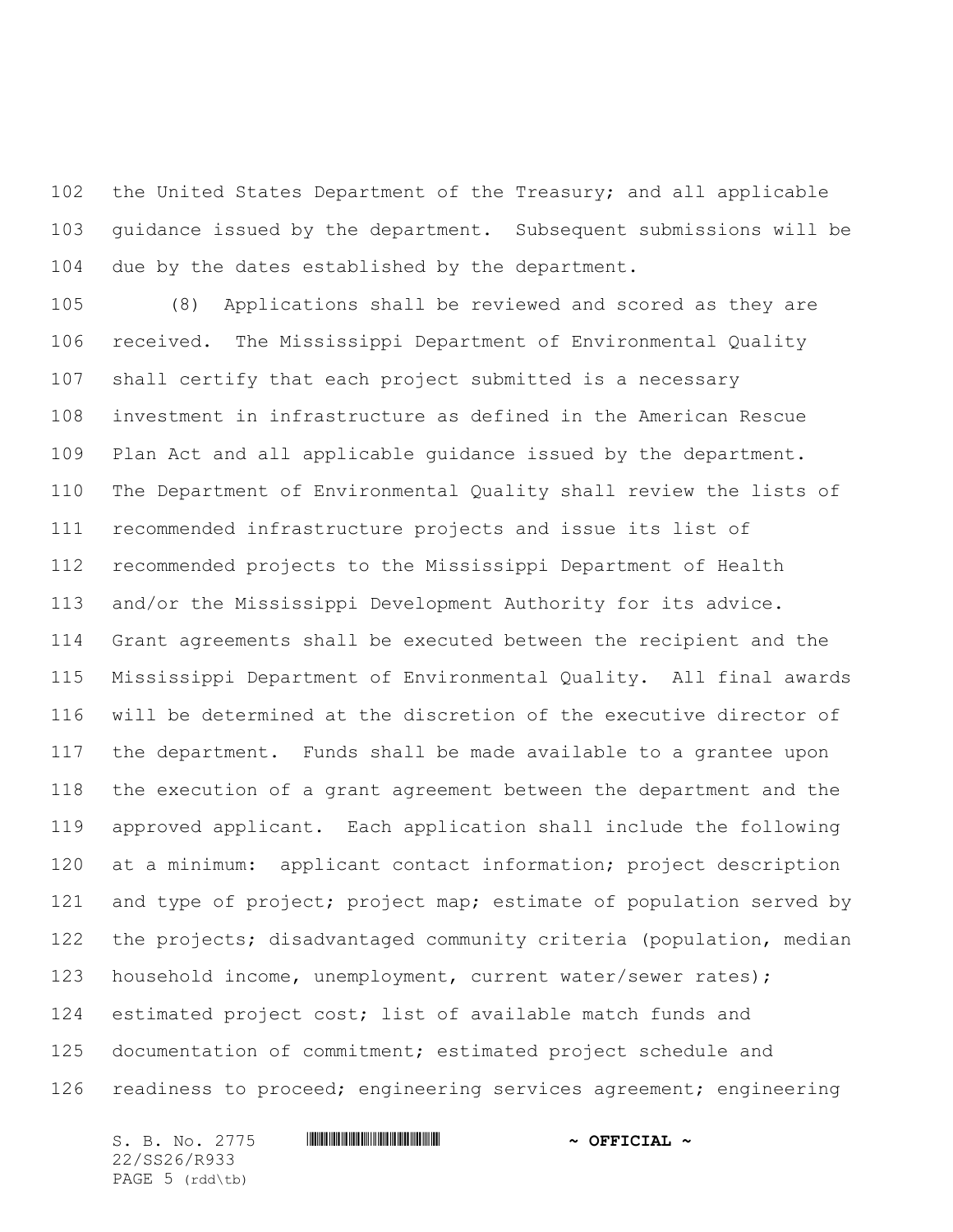the United States Department of the Treasury; and all applicable guidance issued by the department. Subsequent submissions will be due by the dates established by the department.

(8) Applications shall be reviewed and scored as they are received. The Mississippi Department of Environmental Quality shall certify that each project submitted is a necessary investment in infrastructure as defined in the American Rescue Plan Act and all applicable guidance issued by the department. The Department of Environmental Quality shall review the lists of recommended infrastructure projects and issue its list of recommended projects to the Mississippi Department of Health and/or the Mississippi Development Authority for its advice. Grant agreements shall be executed between the recipient and the Mississippi Department of Environmental Quality. All final awards will be determined at the discretion of the executive director of the department. Funds shall be made available to a grantee upon the execution of a grant agreement between the department and the approved applicant. Each application shall include the following at a minimum: applicant contact information; project description and type of project; project map; estimate of population served by the projects; disadvantaged community criteria (population, median household income, unemployment, current water/sewer rates); estimated project cost; list of available match funds and documentation of commitment; estimated project schedule and readiness to proceed; engineering services agreement; engineering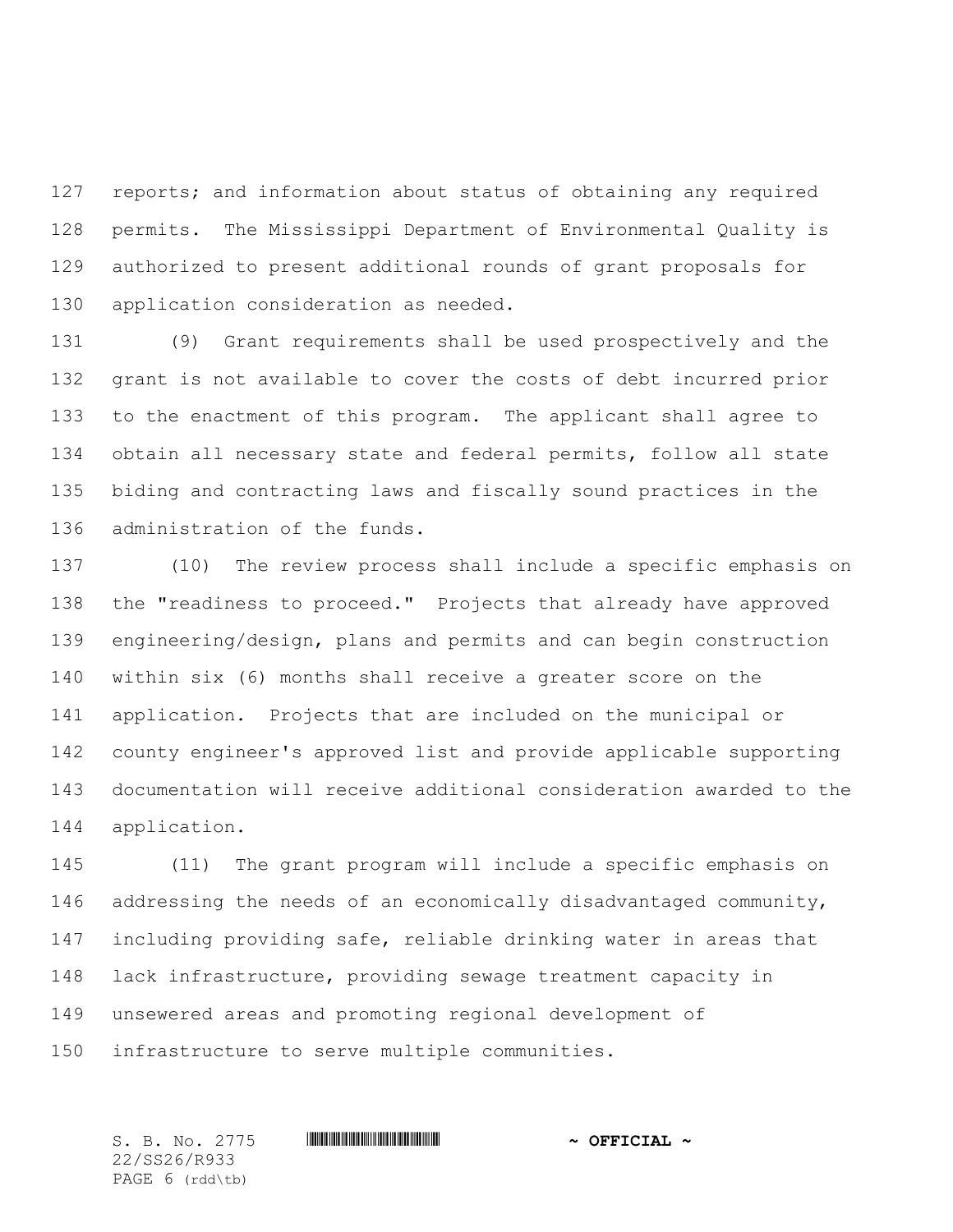reports; and information about status of obtaining any required permits. The Mississippi Department of Environmental Quality is authorized to present additional rounds of grant proposals for application consideration as needed.

(9) Grant requirements shall be used prospectively and the grant is not available to cover the costs of debt incurred prior to the enactment of this program. The applicant shall agree to obtain all necessary state and federal permits, follow all state biding and contracting laws and fiscally sound practices in the administration of the funds.

(10) The review process shall include a specific emphasis on the "readiness to proceed." Projects that already have approved engineering/design, plans and permits and can begin construction within six (6) months shall receive a greater score on the application. Projects that are included on the municipal or county engineer's approved list and provide applicable supporting documentation will receive additional consideration awarded to the application.

(11) The grant program will include a specific emphasis on addressing the needs of an economically disadvantaged community, including providing safe, reliable drinking water in areas that lack infrastructure, providing sewage treatment capacity in unsewered areas and promoting regional development of infrastructure to serve multiple communities.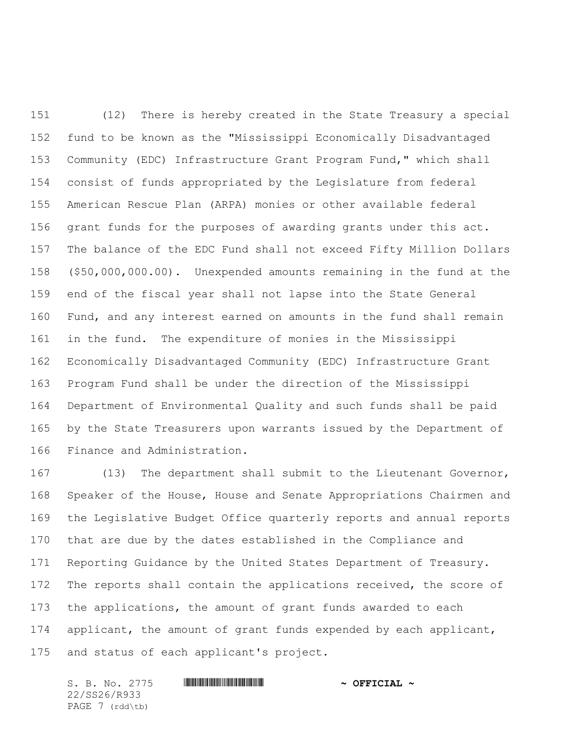(12) There is hereby created in the State Treasury a special fund to be known as the "Mississippi Economically Disadvantaged Community (EDC) Infrastructure Grant Program Fund," which shall consist of funds appropriated by the Legislature from federal American Rescue Plan (ARPA) monies or other available federal grant funds for the purposes of awarding grants under this act. The balance of the EDC Fund shall not exceed Fifty Million Dollars ($50,000,000.00). Unexpended amounts remaining in the fund at the end of the fiscal year shall not lapse into the State General Fund, and any interest earned on amounts in the fund shall remain in the fund. The expenditure of monies in the Mississippi Economically Disadvantaged Community (EDC) Infrastructure Grant Program Fund shall be under the direction of the Mississippi Department of Environmental Quality and such funds shall be paid by the State Treasurers upon warrants issued by the Department of Finance and Administration.

(13) The department shall submit to the Lieutenant Governor, Speaker of the House, House and Senate Appropriations Chairmen and the Legislative Budget Office quarterly reports and annual reports that are due by the dates established in the Compliance and Reporting Guidance by the United States Department of Treasury. The reports shall contain the applications received, the score of the applications, the amount of grant funds awarded to each applicant, the amount of grant funds expended by each applicant, and status of each applicant's project.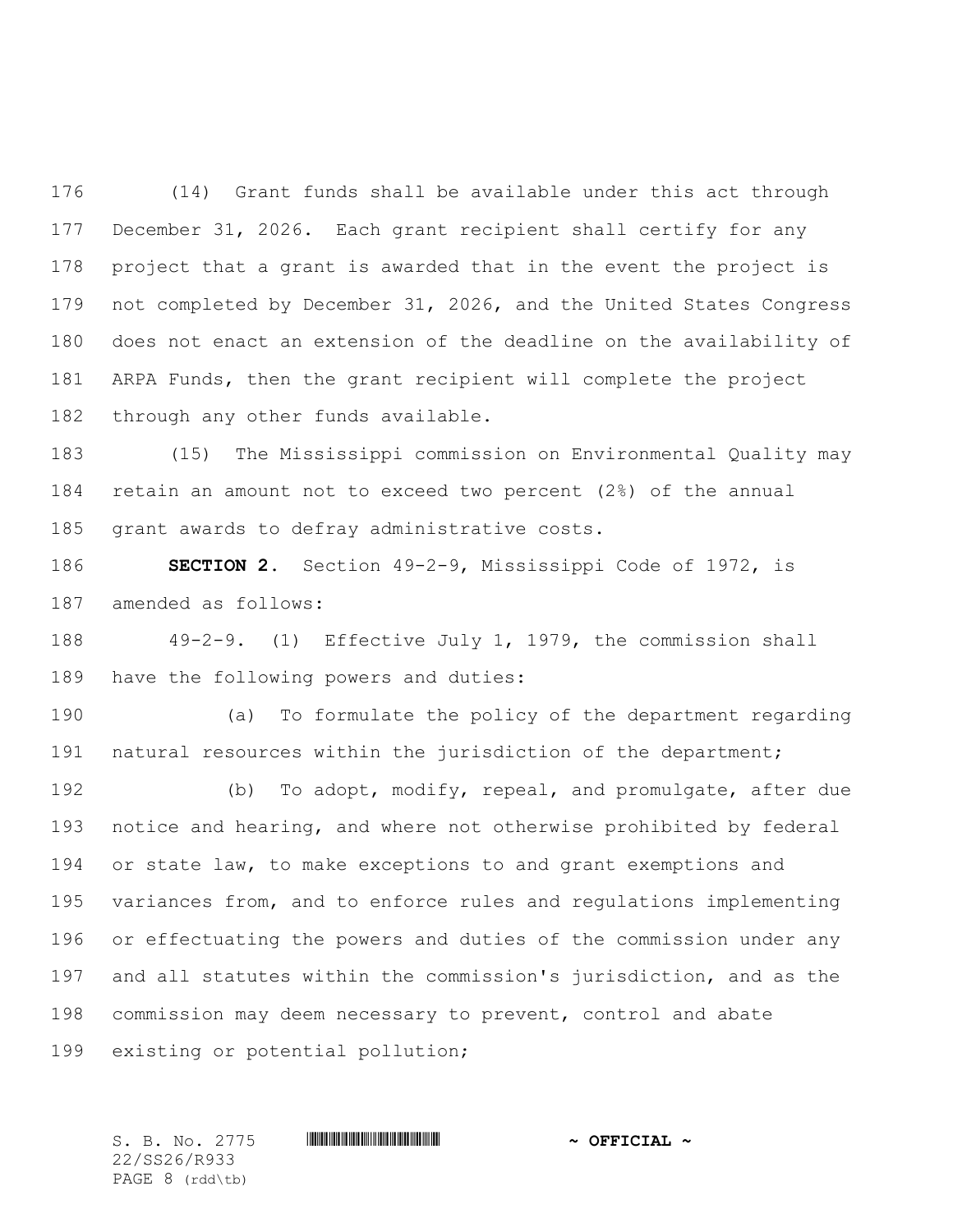(14) Grant funds shall be available under this act through December 31, 2026. Each grant recipient shall certify for any project that a grant is awarded that in the event the project is not completed by December 31, 2026, and the United States Congress does not enact an extension of the deadline on the availability of ARPA Funds, then the grant recipient will complete the project through any other funds available.

(15) The Mississippi commission on Environmental Quality may retain an amount not to exceed two percent (2%) of the annual grant awards to defray administrative costs.

**SECTION 2.** Section 49-2-9, Mississippi Code of 1972, is amended as follows:

49-2-9. (1) Effective July 1, 1979, the commission shall have the following powers and duties:

(a) To formulate the policy of the department regarding natural resources within the jurisdiction of the department;

(b) To adopt, modify, repeal, and promulgate, after due notice and hearing, and where not otherwise prohibited by federal or state law, to make exceptions to and grant exemptions and variances from, and to enforce rules and regulations implementing or effectuating the powers and duties of the commission under any and all statutes within the commission's jurisdiction, and as the commission may deem necessary to prevent, control and abate existing or potential pollution;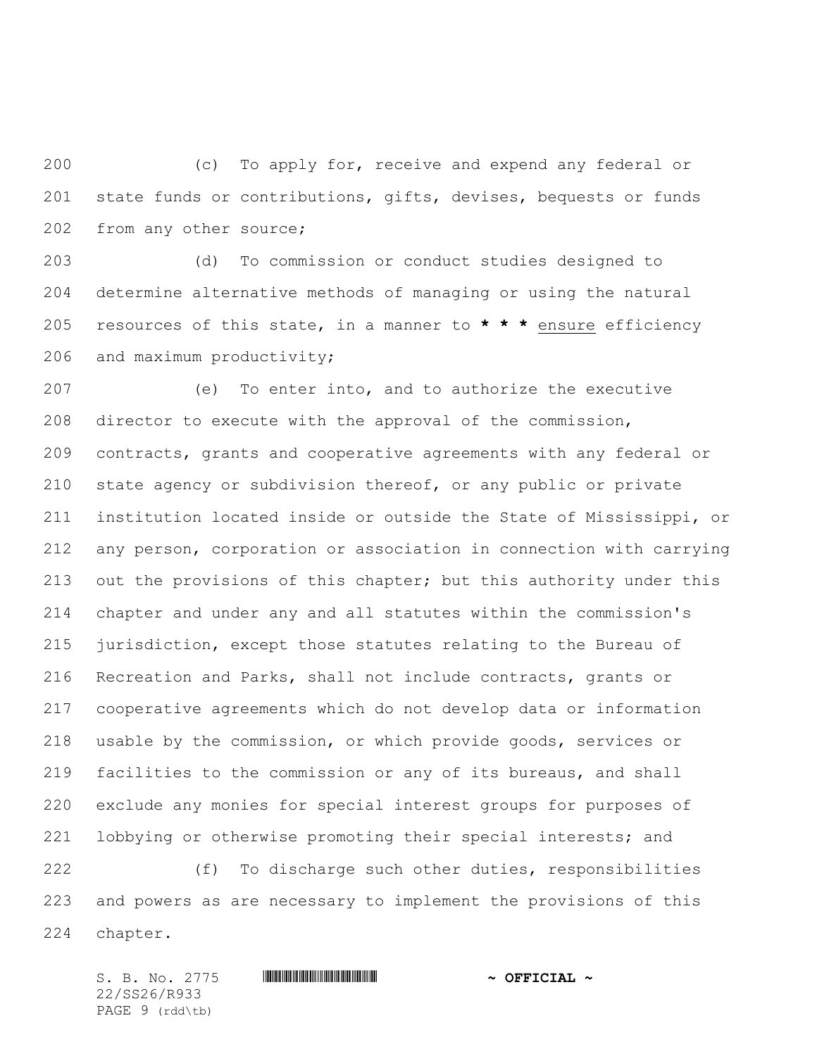200 (c) To apply for, receive and expend any federal or
201 state funds or contributions, gifts, devises, bequests or funds
202 from any other source;

203 (d) To commission or conduct studies designed to
204 determine alternative methods of managing or using the natural
205 resources of this state, in a manner to **\* \* \*** <u>ensure</u> efficiency
206 and maximum productivity;

207 (e) To enter into, and to authorize the executive
208 director to execute with the approval of the commission,
209 contracts, grants and cooperative agreements with any federal or
210 state agency or subdivision thereof, or any public or private
211 institution located inside or outside the State of Mississippi, or
212 any person, corporation or association in connection with carrying
213 out the provisions of this chapter; but this authority under this
214 chapter and under any and all statutes within the commission's
215 jurisdiction, except those statutes relating to the Bureau of
216 Recreation and Parks, shall not include contracts, grants or
217 cooperative agreements which do not develop data or information
218 usable by the commission, or which provide goods, services or
219 facilities to the commission or any of its bureaus, and shall
220 exclude any monies for special interest groups for purposes of
221 lobbying or otherwise promoting their special interests; and

222 (f) To discharge such other duties, responsibilities
223 and powers as are necessary to implement the provisions of this
224 chapter.

S. B. No. 2775 **~ OFFICIAL ~**
22/SS26/R933
PAGE 9 (rdd\tb)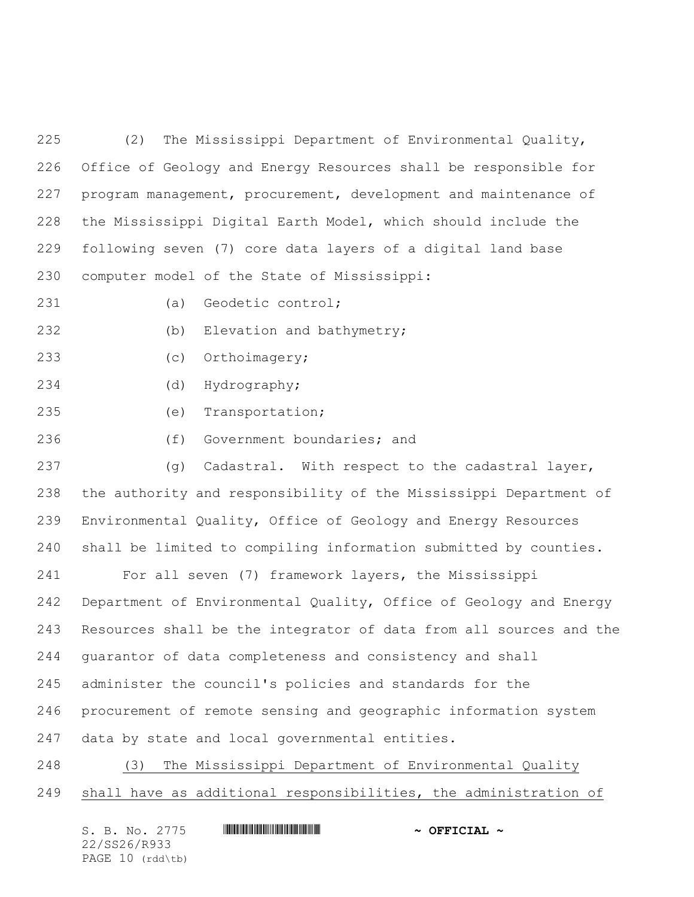(2) The Mississippi Department of Environmental Quality, Office of Geology and Energy Resources shall be responsible for program management, procurement, development and maintenance of the Mississippi Digital Earth Model, which should include the following seven (7) core data layers of a digital land base computer model of the State of Mississippi:

(a) Geodetic control;

(b) Elevation and bathymetry;

(c) Orthoimagery;

(d) Hydrography;

(e) Transportation;

(f) Government boundaries; and

(g) Cadastral. With respect to the cadastral layer, the authority and responsibility of the Mississippi Department of Environmental Quality, Office of Geology and Energy Resources shall be limited to compiling information submitted by counties.

For all seven (7) framework layers, the Mississippi Department of Environmental Quality, Office of Geology and Energy Resources shall be the integrator of data from all sources and the guarantor of data completeness and consistency and shall administer the council's policies and standards for the procurement of remote sensing and geographic information system data by state and local governmental entities.

<u>(3) The Mississippi Department of Environmental Quality shall have as additional responsibilities, the administration of</u>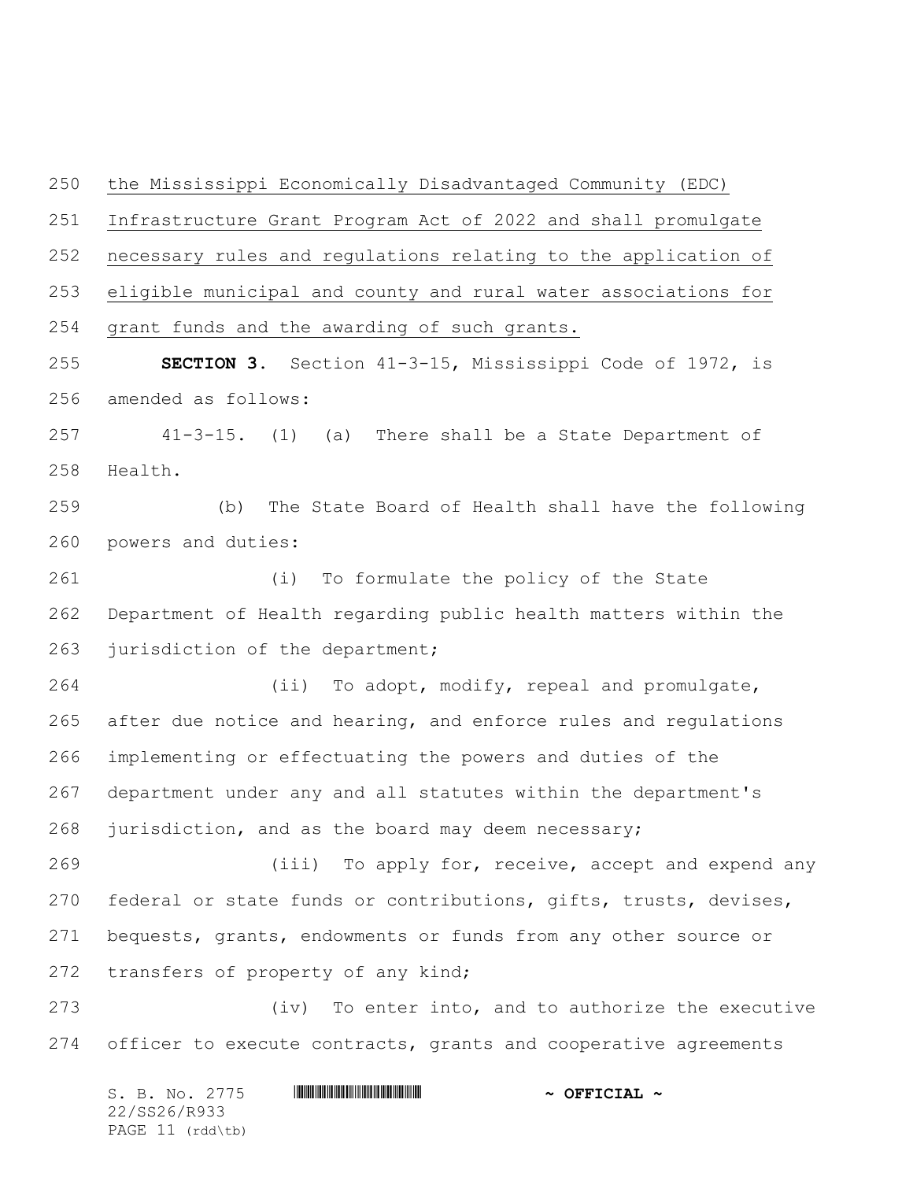the Mississippi Economically Disadvantaged Community (EDC) Infrastructure Grant Program Act of 2022 and shall promulgate necessary rules and regulations relating to the application of eligible municipal and county and rural water associations for grant funds and the awarding of such grants.

**SECTION 3.** Section 41-3-15, Mississippi Code of 1972, is amended as follows:

41-3-15. (1) (a) There shall be a State Department of Health.

(b) The State Board of Health shall have the following powers and duties:

(i) To formulate the policy of the State Department of Health regarding public health matters within the jurisdiction of the department;

(ii) To adopt, modify, repeal and promulgate, after due notice and hearing, and enforce rules and regulations implementing or effectuating the powers and duties of the department under any and all statutes within the department's jurisdiction, and as the board may deem necessary;

(iii) To apply for, receive, accept and expend any federal or state funds or contributions, gifts, trusts, devises, bequests, grants, endowments or funds from any other source or transfers of property of any kind;

(iv) To enter into, and to authorize the executive officer to execute contracts, grants and cooperative agreements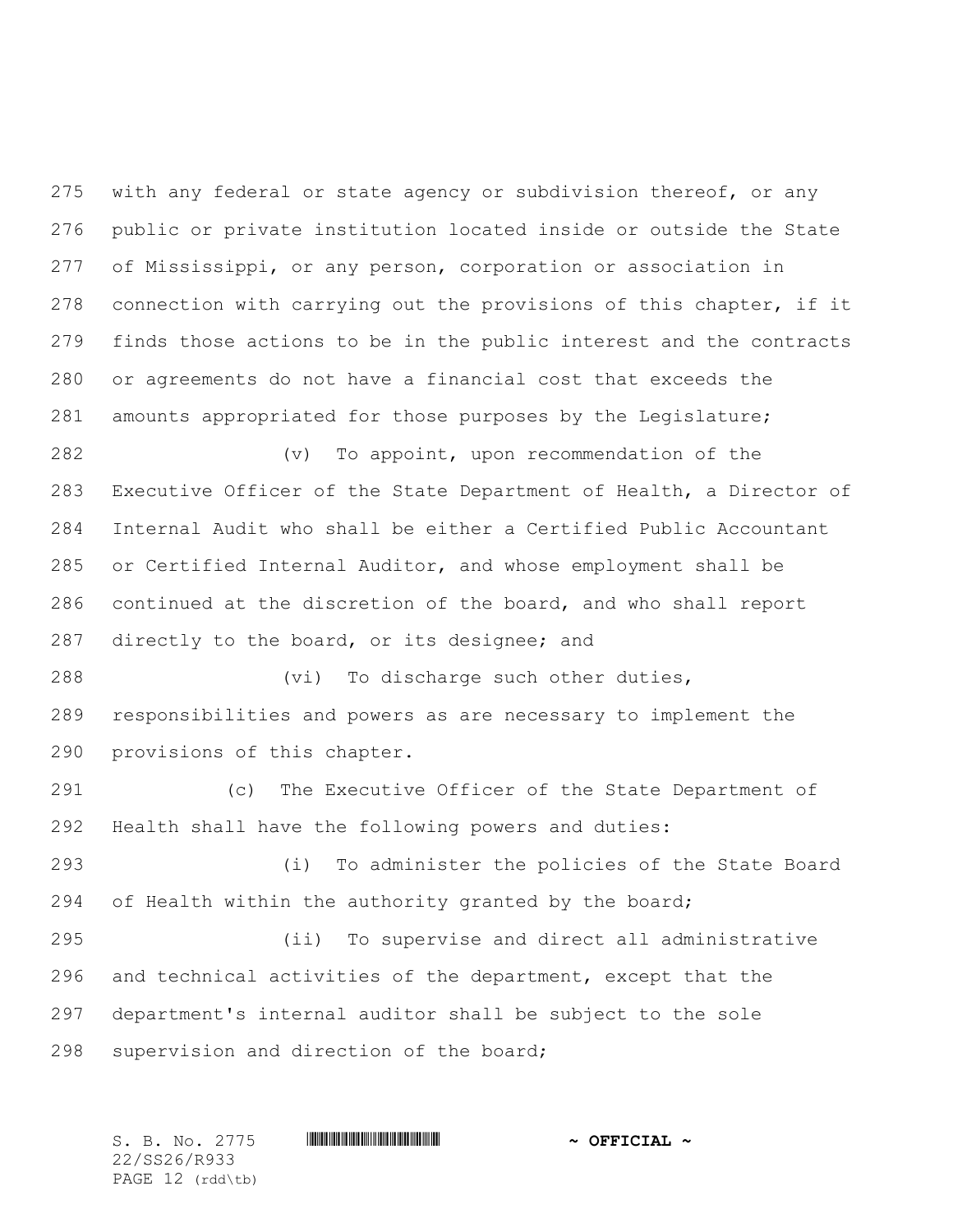with any federal or state agency or subdivision thereof, or any public or private institution located inside or outside the State of Mississippi, or any person, corporation or association in connection with carrying out the provisions of this chapter, if it finds those actions to be in the public interest and the contracts or agreements do not have a financial cost that exceeds the amounts appropriated for those purposes by the Legislature;

(v) To appoint, upon recommendation of the Executive Officer of the State Department of Health, a Director of Internal Audit who shall be either a Certified Public Accountant or Certified Internal Auditor, and whose employment shall be continued at the discretion of the board, and who shall report directly to the board, or its designee; and

(vi) To discharge such other duties, responsibilities and powers as are necessary to implement the provisions of this chapter.

(c) The Executive Officer of the State Department of Health shall have the following powers and duties:

(i) To administer the policies of the State Board of Health within the authority granted by the board;

(ii) To supervise and direct all administrative and technical activities of the department, except that the department's internal auditor shall be subject to the sole supervision and direction of the board;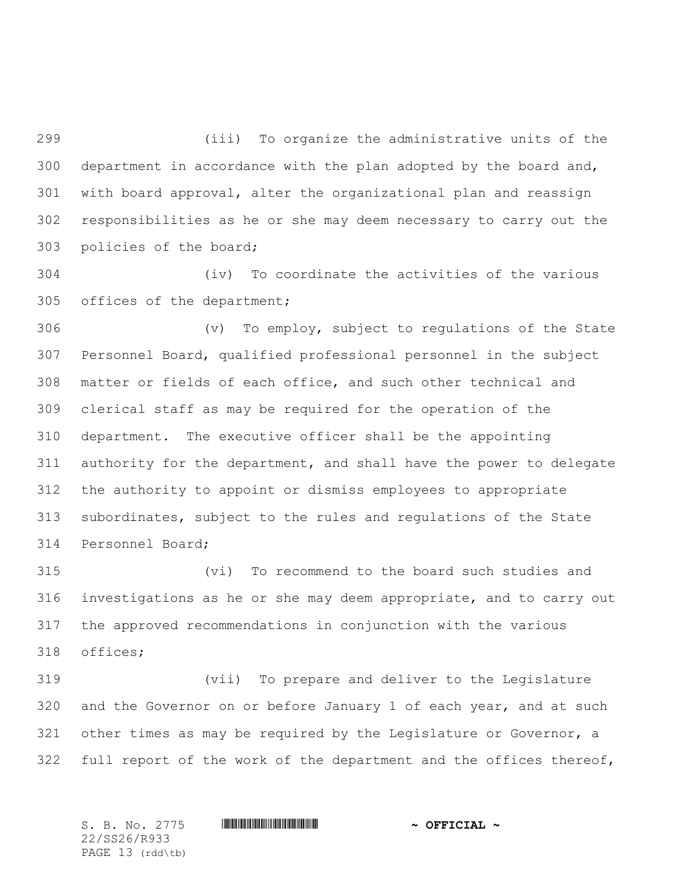(iii) To organize the administrative units of the department in accordance with the plan adopted by the board and, with board approval, alter the organizational plan and reassign responsibilities as he or she may deem necessary to carry out the policies of the board;

(iv) To coordinate the activities of the various offices of the department;

(v) To employ, subject to regulations of the State Personnel Board, qualified professional personnel in the subject matter or fields of each office, and such other technical and clerical staff as may be required for the operation of the department. The executive officer shall be the appointing authority for the department, and shall have the power to delegate the authority to appoint or dismiss employees to appropriate subordinates, subject to the rules and regulations of the State Personnel Board;

(vi) To recommend to the board such studies and investigations as he or she may deem appropriate, and to carry out the approved recommendations in conjunction with the various offices;

(vii) To prepare and deliver to the Legislature and the Governor on or before January 1 of each year, and at such other times as may be required by the Legislature or Governor, a full report of the work of the department and the offices thereof,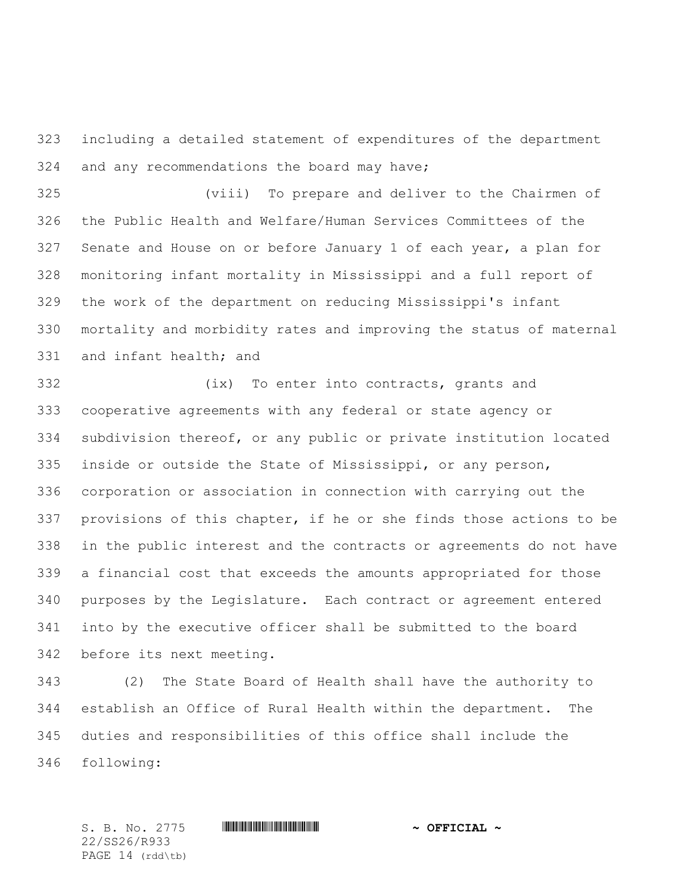including a detailed statement of expenditures of the department and any recommendations the board may have;

(viii) To prepare and deliver to the Chairmen of the Public Health and Welfare/Human Services Committees of the Senate and House on or before January 1 of each year, a plan for monitoring infant mortality in Mississippi and a full report of the work of the department on reducing Mississippi's infant mortality and morbidity rates and improving the status of maternal and infant health; and

(ix) To enter into contracts, grants and cooperative agreements with any federal or state agency or subdivision thereof, or any public or private institution located inside or outside the State of Mississippi, or any person, corporation or association in connection with carrying out the provisions of this chapter, if he or she finds those actions to be in the public interest and the contracts or agreements do not have a financial cost that exceeds the amounts appropriated for those purposes by the Legislature. Each contract or agreement entered into by the executive officer shall be submitted to the board before its next meeting.

(2) The State Board of Health shall have the authority to establish an Office of Rural Health within the department. The duties and responsibilities of this office shall include the following: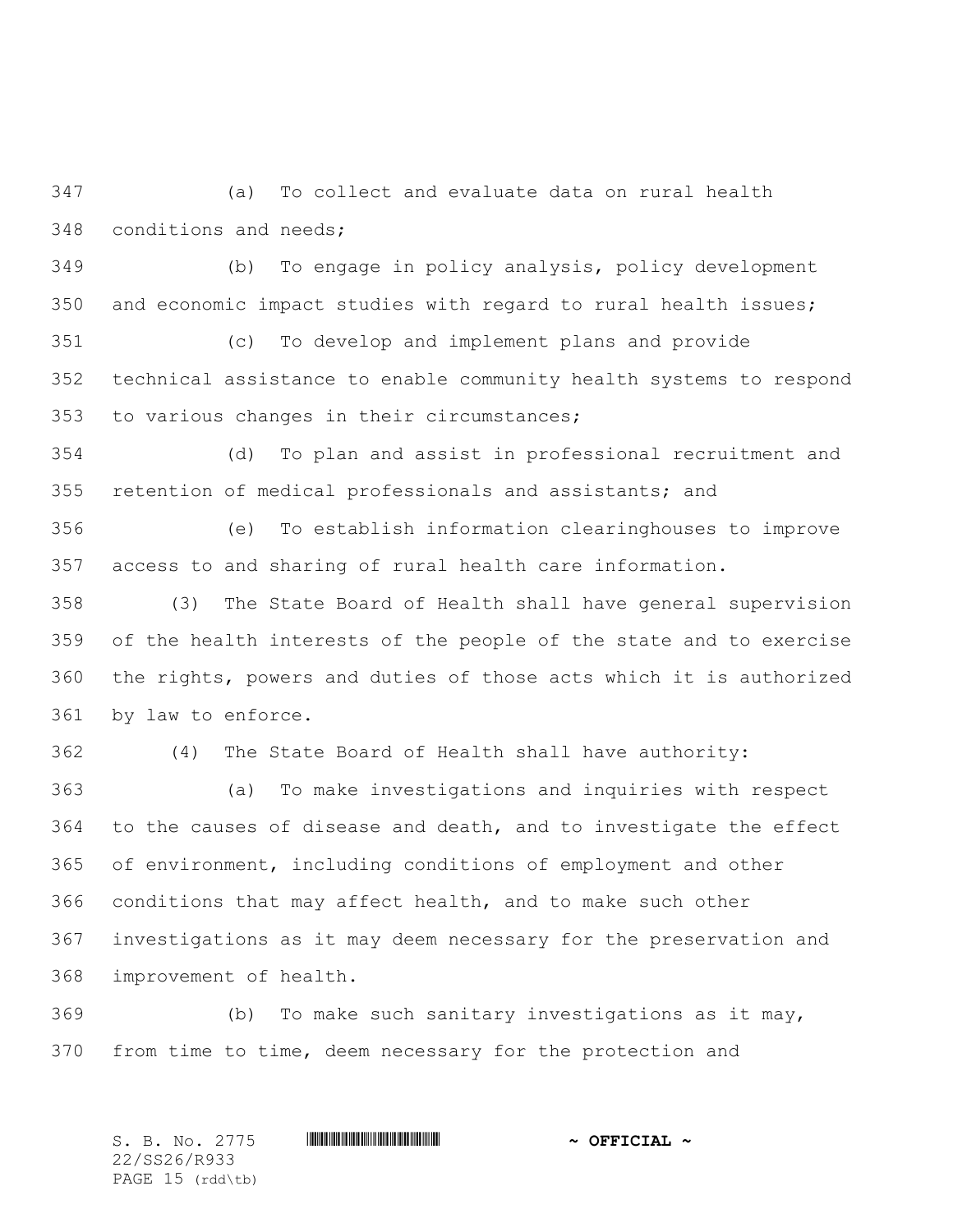(a) To collect and evaluate data on rural health conditions and needs;

(b) To engage in policy analysis, policy development and economic impact studies with regard to rural health issues;

(c) To develop and implement plans and provide technical assistance to enable community health systems to respond to various changes in their circumstances;

(d) To plan and assist in professional recruitment and retention of medical professionals and assistants; and

(e) To establish information clearinghouses to improve access to and sharing of rural health care information.

(3) The State Board of Health shall have general supervision of the health interests of the people of the state and to exercise the rights, powers and duties of those acts which it is authorized by law to enforce.

(4) The State Board of Health shall have authority:

(a) To make investigations and inquiries with respect to the causes of disease and death, and to investigate the effect of environment, including conditions of employment and other conditions that may affect health, and to make such other investigations as it may deem necessary for the preservation and improvement of health.

(b) To make such sanitary investigations as it may, from time to time, deem necessary for the protection and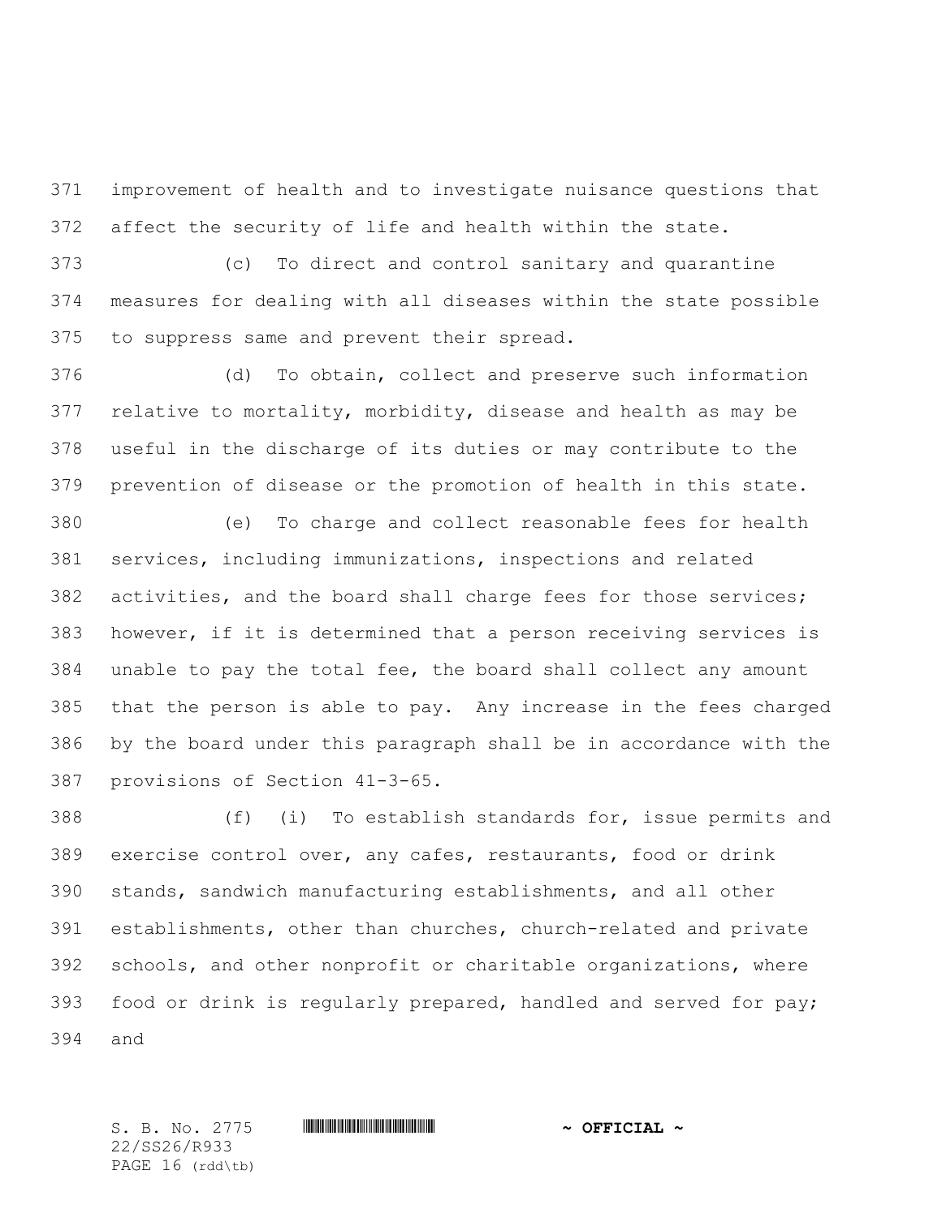improvement of health and to investigate nuisance questions that affect the security of life and health within the state.

(c) To direct and control sanitary and quarantine measures for dealing with all diseases within the state possible to suppress same and prevent their spread.

(d) To obtain, collect and preserve such information relative to mortality, morbidity, disease and health as may be useful in the discharge of its duties or may contribute to the prevention of disease or the promotion of health in this state.

(e) To charge and collect reasonable fees for health services, including immunizations, inspections and related activities, and the board shall charge fees for those services; however, if it is determined that a person receiving services is unable to pay the total fee, the board shall collect any amount that the person is able to pay. Any increase in the fees charged by the board under this paragraph shall be in accordance with the provisions of Section 41-3-65.

(f) (i) To establish standards for, issue permits and exercise control over, any cafes, restaurants, food or drink stands, sandwich manufacturing establishments, and all other establishments, other than churches, church-related and private schools, and other nonprofit or charitable organizations, where food or drink is regularly prepared, handled and served for pay; and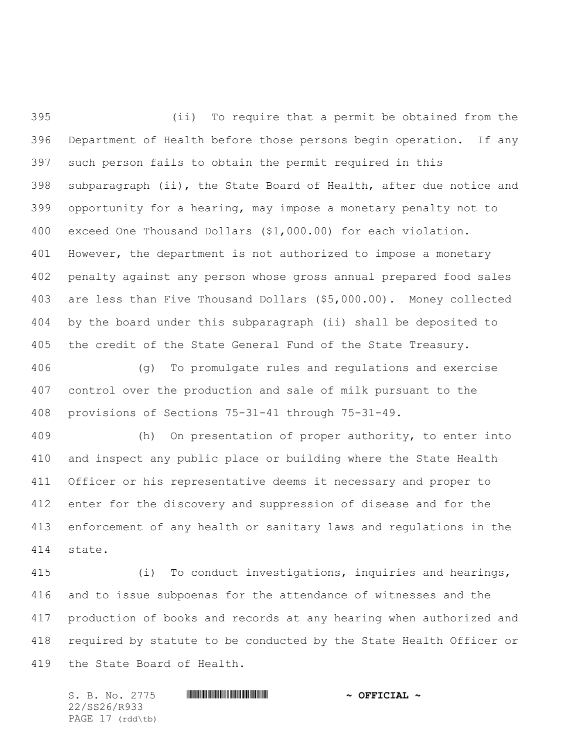(ii) To require that a permit be obtained from the Department of Health before those persons begin operation. If any such person fails to obtain the permit required in this subparagraph (ii), the State Board of Health, after due notice and opportunity for a hearing, may impose a monetary penalty not to exceed One Thousand Dollars ($1,000.00) for each violation. However, the department is not authorized to impose a monetary penalty against any person whose gross annual prepared food sales are less than Five Thousand Dollars ($5,000.00). Money collected by the board under this subparagraph (ii) shall be deposited to the credit of the State General Fund of the State Treasury.

(g) To promulgate rules and regulations and exercise control over the production and sale of milk pursuant to the provisions of Sections 75-31-41 through 75-31-49.

(h) On presentation of proper authority, to enter into and inspect any public place or building where the State Health Officer or his representative deems it necessary and proper to enter for the discovery and suppression of disease and for the enforcement of any health or sanitary laws and regulations in the state.

(i) To conduct investigations, inquiries and hearings, and to issue subpoenas for the attendance of witnesses and the production of books and records at any hearing when authorized and required by statute to be conducted by the State Health Officer or the State Board of Health.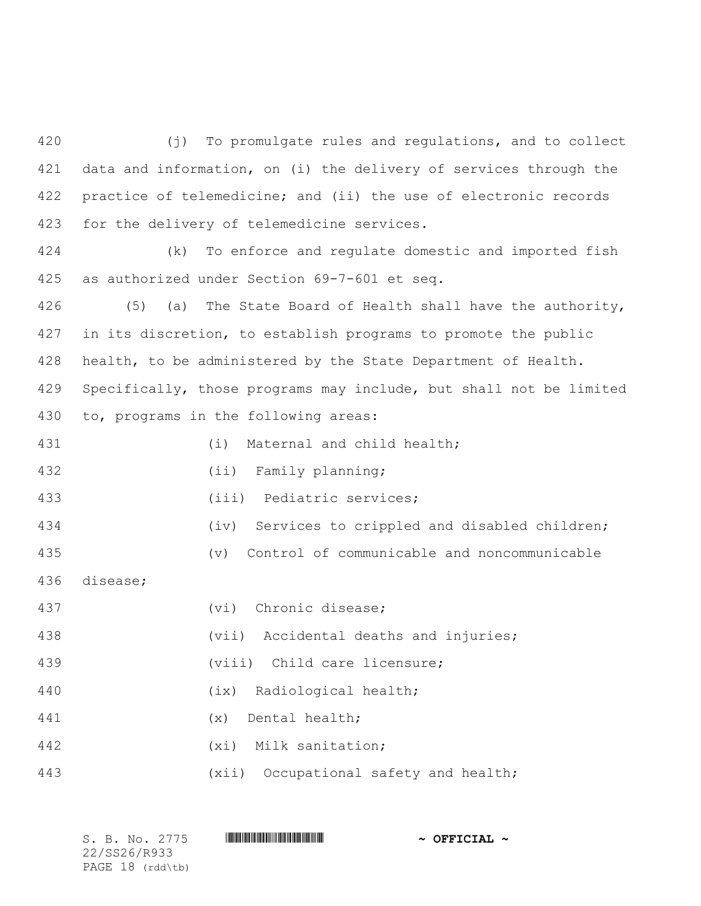(j) To promulgate rules and regulations, and to collect data and information, on (i) the delivery of services through the practice of telemedicine; and (ii) the use of electronic records for the delivery of telemedicine services.

(k) To enforce and regulate domestic and imported fish as authorized under Section 69-7-601 et seq.

(5) (a) The State Board of Health shall have the authority, in its discretion, to establish programs to promote the public health, to be administered by the State Department of Health. Specifically, those programs may include, but shall not be limited to, programs in the following areas:

(i) Maternal and child health;

(ii) Family planning;

(iii) Pediatric services;

(iv) Services to crippled and disabled children;

(v) Control of communicable and noncommunicable disease;

(vi) Chronic disease;

(vii) Accidental deaths and injuries;

(viii) Child care licensure;

(ix) Radiological health;

(x) Dental health;

(xi) Milk sanitation;

(xii) Occupational safety and health;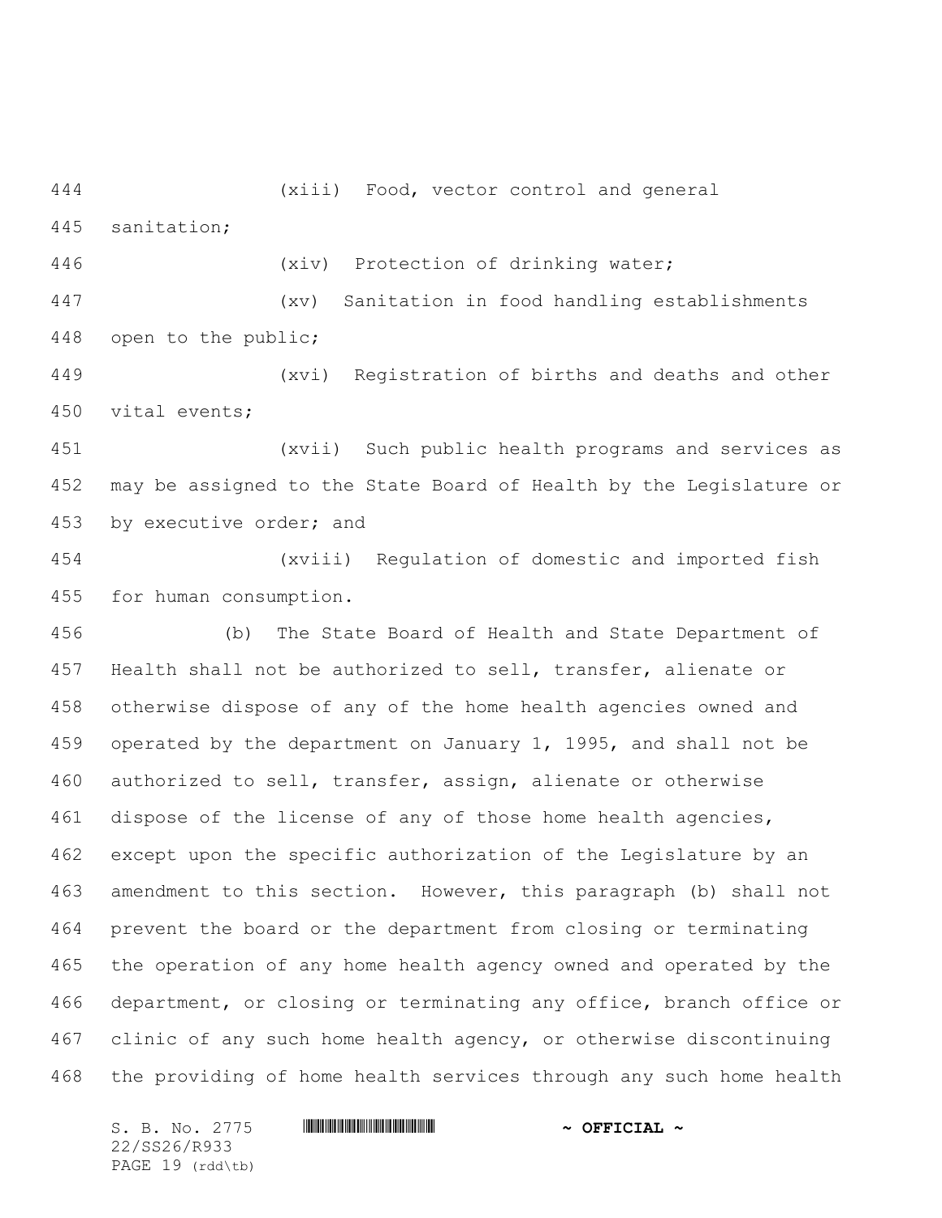(xiii) Food, vector control and general sanitation;

(xiv) Protection of drinking water;

(xv) Sanitation in food handling establishments open to the public;

(xvi) Registration of births and deaths and other vital events;

(xvii) Such public health programs and services as may be assigned to the State Board of Health by the Legislature or by executive order; and

(xviii) Regulation of domestic and imported fish for human consumption.

(b) The State Board of Health and State Department of Health shall not be authorized to sell, transfer, alienate or otherwise dispose of any of the home health agencies owned and operated by the department on January 1, 1995, and shall not be authorized to sell, transfer, assign, alienate or otherwise dispose of the license of any of those home health agencies, except upon the specific authorization of the Legislature by an amendment to this section. However, this paragraph (b) shall not prevent the board or the department from closing or terminating the operation of any home health agency owned and operated by the department, or closing or terminating any office, branch office or clinic of any such home health agency, or otherwise discontinuing the providing of home health services through any such home health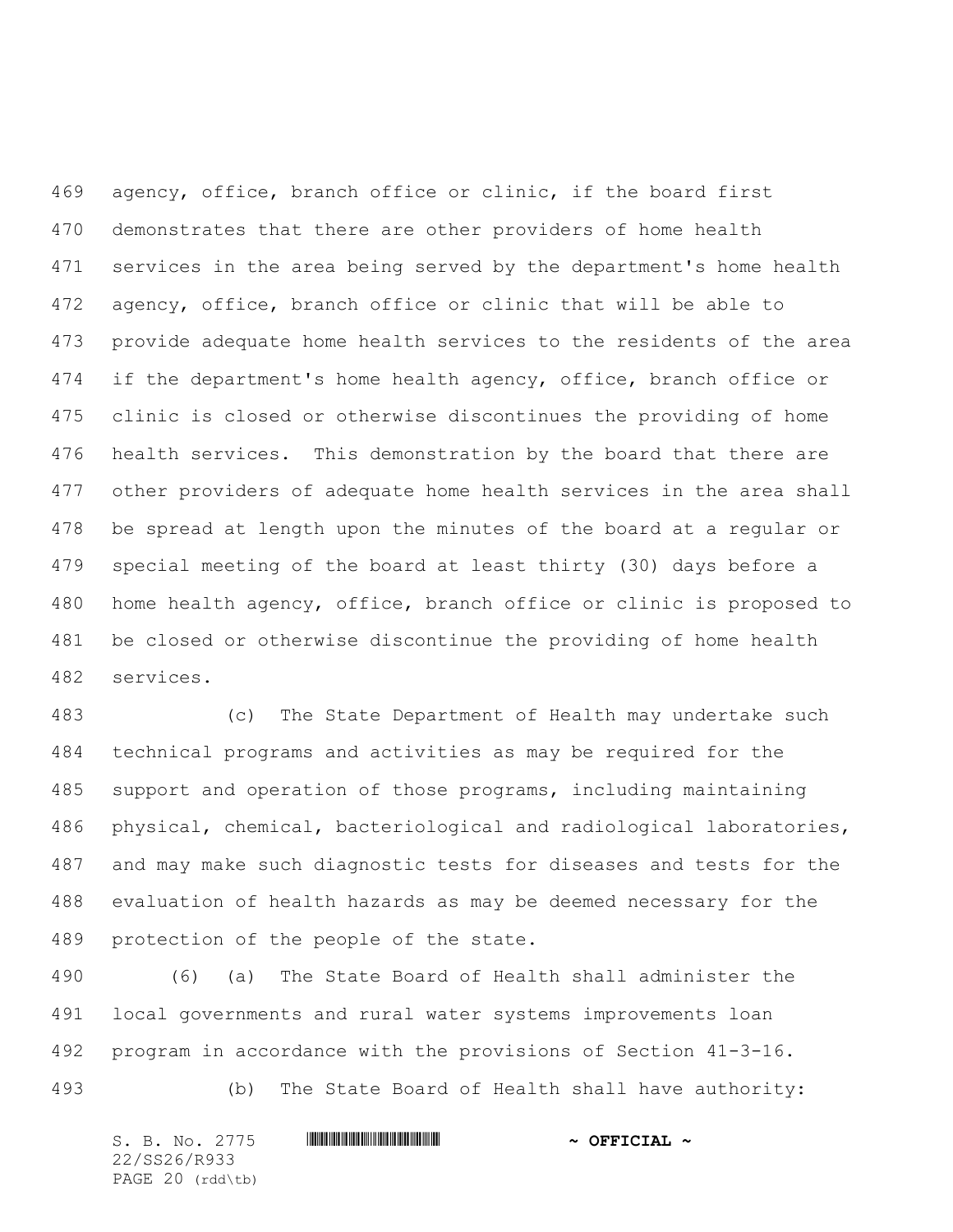agency, office, branch office or clinic, if the board first demonstrates that there are other providers of home health services in the area being served by the department's home health agency, office, branch office or clinic that will be able to provide adequate home health services to the residents of the area if the department's home health agency, office, branch office or clinic is closed or otherwise discontinues the providing of home health services. This demonstration by the board that there are other providers of adequate home health services in the area shall be spread at length upon the minutes of the board at a regular or special meeting of the board at least thirty (30) days before a home health agency, office, branch office or clinic is proposed to be closed or otherwise discontinue the providing of home health services.

(c) The State Department of Health may undertake such technical programs and activities as may be required for the support and operation of those programs, including maintaining physical, chemical, bacteriological and radiological laboratories, and may make such diagnostic tests for diseases and tests for the evaluation of health hazards as may be deemed necessary for the protection of the people of the state.

(6) (a) The State Board of Health shall administer the local governments and rural water systems improvements loan program in accordance with the provisions of Section 41-3-16.

(b) The State Board of Health shall have authority: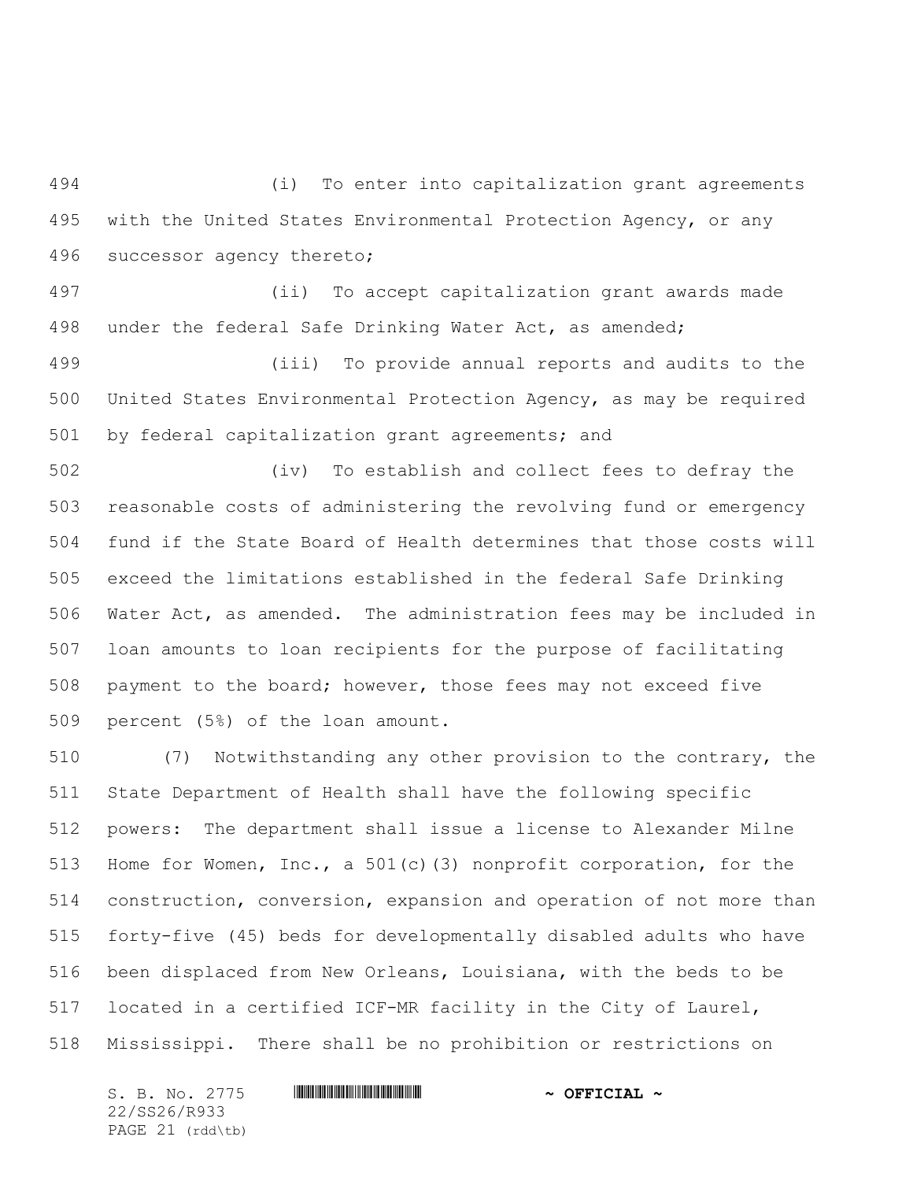(i) To enter into capitalization grant agreements with the United States Environmental Protection Agency, or any successor agency thereto;

(ii) To accept capitalization grant awards made under the federal Safe Drinking Water Act, as amended;

(iii) To provide annual reports and audits to the United States Environmental Protection Agency, as may be required by federal capitalization grant agreements; and

(iv) To establish and collect fees to defray the reasonable costs of administering the revolving fund or emergency fund if the State Board of Health determines that those costs will exceed the limitations established in the federal Safe Drinking Water Act, as amended. The administration fees may be included in loan amounts to loan recipients for the purpose of facilitating payment to the board; however, those fees may not exceed five percent (5%) of the loan amount.

(7) Notwithstanding any other provision to the contrary, the State Department of Health shall have the following specific powers: The department shall issue a license to Alexander Milne Home for Women, Inc., a 501(c)(3) nonprofit corporation, for the construction, conversion, expansion and operation of not more than forty-five (45) beds for developmentally disabled adults who have been displaced from New Orleans, Louisiana, with the beds to be located in a certified ICF-MR facility in the City of Laurel, Mississippi. There shall be no prohibition or restrictions on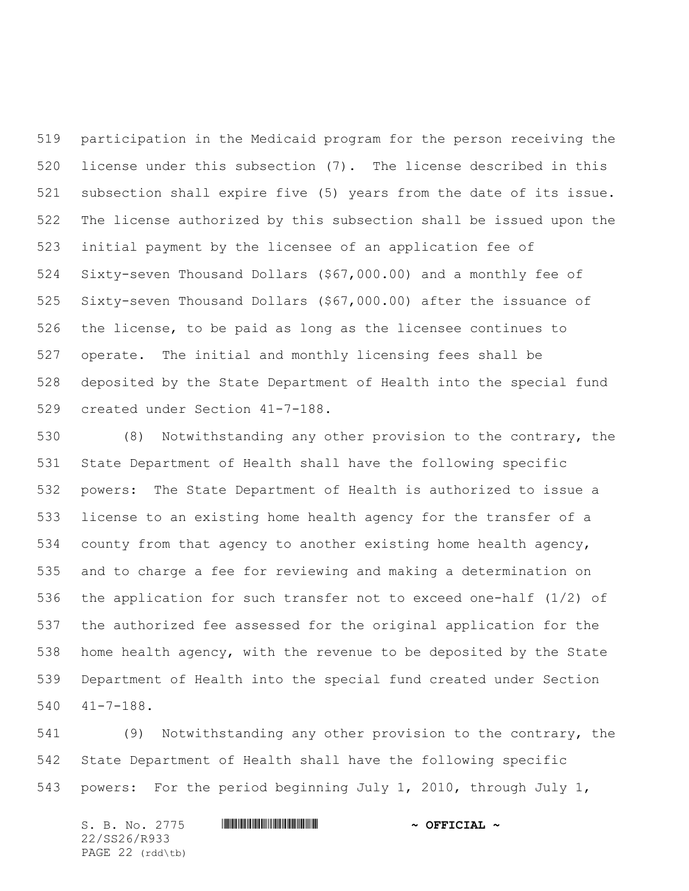participation in the Medicaid program for the person receiving the license under this subsection (7). The license described in this subsection shall expire five (5) years from the date of its issue. The license authorized by this subsection shall be issued upon the initial payment by the licensee of an application fee of Sixty-seven Thousand Dollars ($67,000.00) and a monthly fee of Sixty-seven Thousand Dollars ($67,000.00) after the issuance of the license, to be paid as long as the licensee continues to operate. The initial and monthly licensing fees shall be deposited by the State Department of Health into the special fund created under Section 41-7-188.

(8) Notwithstanding any other provision to the contrary, the State Department of Health shall have the following specific powers: The State Department of Health is authorized to issue a license to an existing home health agency for the transfer of a county from that agency to another existing home health agency, and to charge a fee for reviewing and making a determination on the application for such transfer not to exceed one-half (1/2) of the authorized fee assessed for the original application for the home health agency, with the revenue to be deposited by the State Department of Health into the special fund created under Section 41-7-188.

(9) Notwithstanding any other provision to the contrary, the State Department of Health shall have the following specific powers: For the period beginning July 1, 2010, through July 1,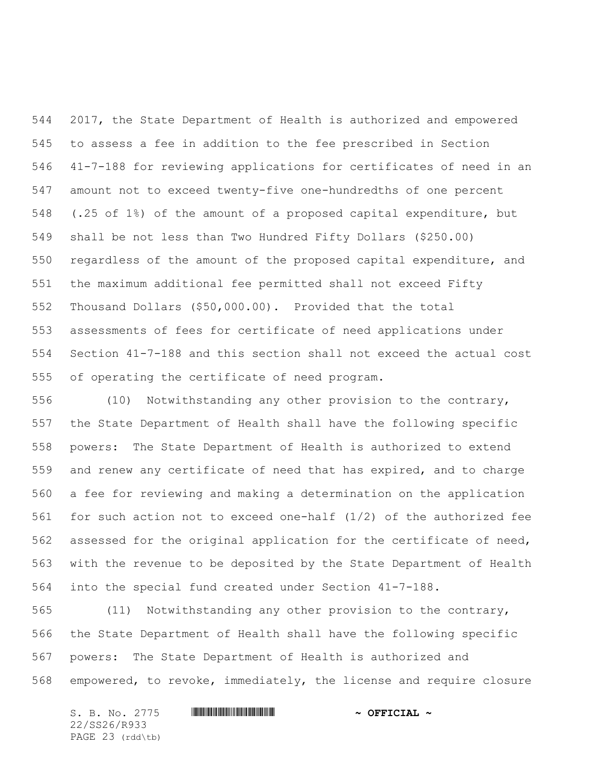2017, the State Department of Health is authorized and empowered to assess a fee in addition to the fee prescribed in Section 41-7-188 for reviewing applications for certificates of need in an amount not to exceed twenty-five one-hundredths of one percent (.25 of 1%) of the amount of a proposed capital expenditure, but shall be not less than Two Hundred Fifty Dollars ($250.00) regardless of the amount of the proposed capital expenditure, and the maximum additional fee permitted shall not exceed Fifty Thousand Dollars ($50,000.00). Provided that the total assessments of fees for certificate of need applications under Section 41-7-188 and this section shall not exceed the actual cost of operating the certificate of need program.

(10) Notwithstanding any other provision to the contrary, the State Department of Health shall have the following specific powers: The State Department of Health is authorized to extend and renew any certificate of need that has expired, and to charge a fee for reviewing and making a determination on the application for such action not to exceed one-half (1/2) of the authorized fee assessed for the original application for the certificate of need, with the revenue to be deposited by the State Department of Health into the special fund created under Section 41-7-188.

(11) Notwithstanding any other provision to the contrary, the State Department of Health shall have the following specific powers: The State Department of Health is authorized and empowered, to revoke, immediately, the license and require closure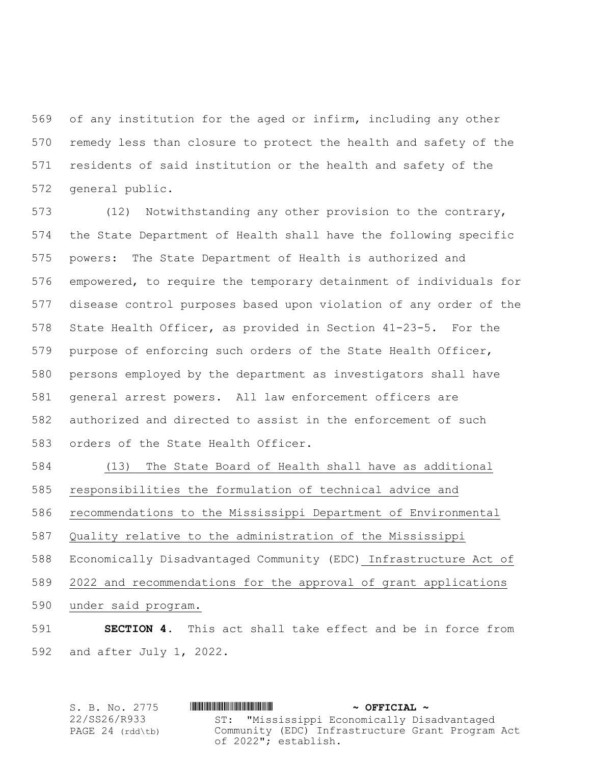of any institution for the aged or infirm, including any other remedy less than closure to protect the health and safety of the residents of said institution or the health and safety of the general public.

(12) Notwithstanding any other provision to the contrary, the State Department of Health shall have the following specific powers: The State Department of Health is authorized and empowered, to require the temporary detainment of individuals for disease control purposes based upon violation of any order of the State Health Officer, as provided in Section 41-23-5. For the purpose of enforcing such orders of the State Health Officer, persons employed by the department as investigators shall have general arrest powers. All law enforcement officers are authorized and directed to assist in the enforcement of such orders of the State Health Officer.

<u>(13) The State Board of Health shall have as additional responsibilities the formulation of technical advice and recommendations to the Mississippi Department of Environmental Quality relative to the administration of the Mississippi</u> Economically Disadvantaged Community (EDC)<u> Infrastructure Act of 2022 and recommendations for the approval of grant applications under said program.</u>

**SECTION 4.** This act shall take effect and be in force from and after July 1, 2022.

ST: "Mississippi Economically Disadvantaged Community (EDC) Infrastructure Grant Program Act of 2022"; establish.